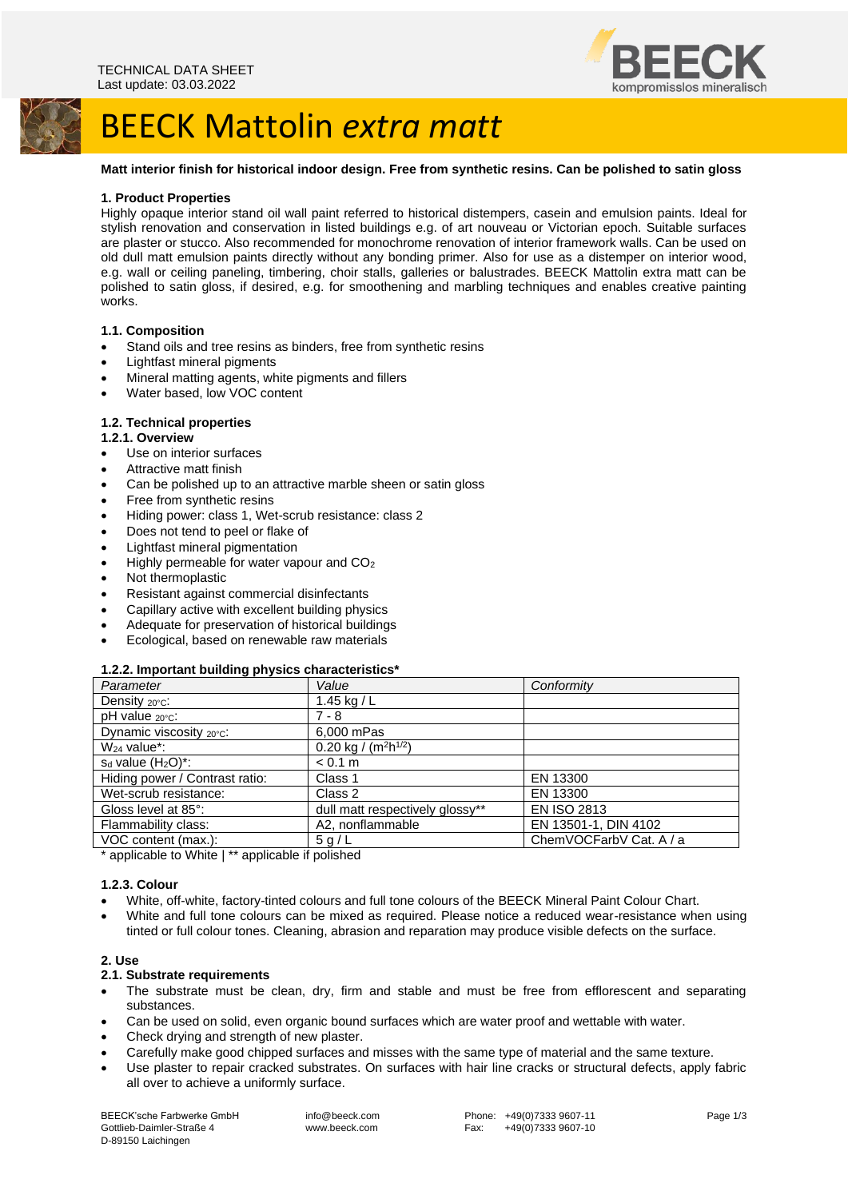TECHNICAL DATA SHEET
Last update: 03.03.2022

# BEECK Mattolin *extra matt*

**Matt interior finish for historical indoor design. Free from synthetic resins. Can be polished to satin gloss**

### 1. Product Properties

Highly opaque interior stand oil wall paint referred to historical distempers, casein and emulsion paints. Ideal for stylish renovation and conservation in listed buildings e.g. of art nouveau or Victorian epoch. Suitable surfaces are plaster or stucco. Also recommended for monochrome renovation of interior framework walls. Can be used on old dull matt emulsion paints directly without any bonding primer. Also for use as a distemper on interior wood, e.g. wall or ceiling paneling, timbering, choir stalls, galleries or balustrades. BEECK Mattolin extra matt can be polished to satin gloss, if desired, e.g. for smoothening and marbling techniques and enables creative painting works.

### 1.1. Composition

- Stand oils and tree resins as binders, free from synthetic resins
- Lightfast mineral pigments
- Mineral matting agents, white pigments and fillers
- Water based, low VOC content

### 1.2. Technical properties

#### 1.2.1. Overview

- Use on interior surfaces
- Attractive matt finish
- Can be polished up to an attractive marble sheen or satin gloss
- Free from synthetic resins
- Hiding power: class 1, Wet-scrub resistance: class 2
- Does not tend to peel or flake of
- Lightfast mineral pigmentation
- Highly permeable for water vapour and $CO_2$
- Not thermoplastic
- Resistant against commercial disinfectants
- Capillary active with excellent building physics
- Adequate for preservation of historical buildings
- Ecological, based on renewable raw materials

#### 1.2.2. Important building physics characteristics*

| *Parameter* | *Value* | *Conformity* |
|---|---|---|
| Density $_{20°C}$: | 1.45 kg / L | |
| pH value $_{20°C}$: | 7 - 8 | |
| Dynamic viscosity $_{20°C}$: | 6,000 mPas | |
| $W_{24}$ value*: | 0.20 kg / ($m^2h^{1/2}$) | |
| $s_d$ value ($H_2O$)*: | < 0.1 m | |
| Hiding power / Contrast ratio: | Class 1 | EN 13300 |
| Wet-scrub resistance: | Class 2 | EN 13300 |
| Gloss level at 85°: | dull matt respectively glossy** | EN ISO 2813 |
| Flammability class: | A2, nonflammable | EN 13501-1, DIN 4102 |
| VOC content (max.): | 5 g / L | ChemVOCFarbV Cat. A / a |

* applicable to White | ** applicable if polished

#### 1.2.3. Colour

- White, off-white, factory-tinted colours and full tone colours of the BEECK Mineral Paint Colour Chart.
- White and full tone colours can be mixed as required. Please notice a reduced wear-resistance when using tinted or full colour tones. Cleaning, abrasion and reparation may produce visible defects on the surface.

### 2. Use

### 2.1. Substrate requirements

- The substrate must be clean, dry, firm and stable and must be free from efflorescent and separating substances.
- Can be used on solid, even organic bound surfaces which are water proof and wettable with water.
- Check drying and strength of new plaster.
- Carefully make good chipped surfaces and misses with the same type of material and the same texture.
- Use plaster to repair cracked substrates. On surfaces with hair line cracks or structural defects, apply fabric all over to achieve a uniformly surface.

BEECK'sche Farbwerke GmbH
Gottlieb-Daimler-Straße 4
D-89150 Laichingen

info@beeck.com
www.beeck.com

Phone: +49(0)7333 9607-11
Fax: +49(0)7333 9607-10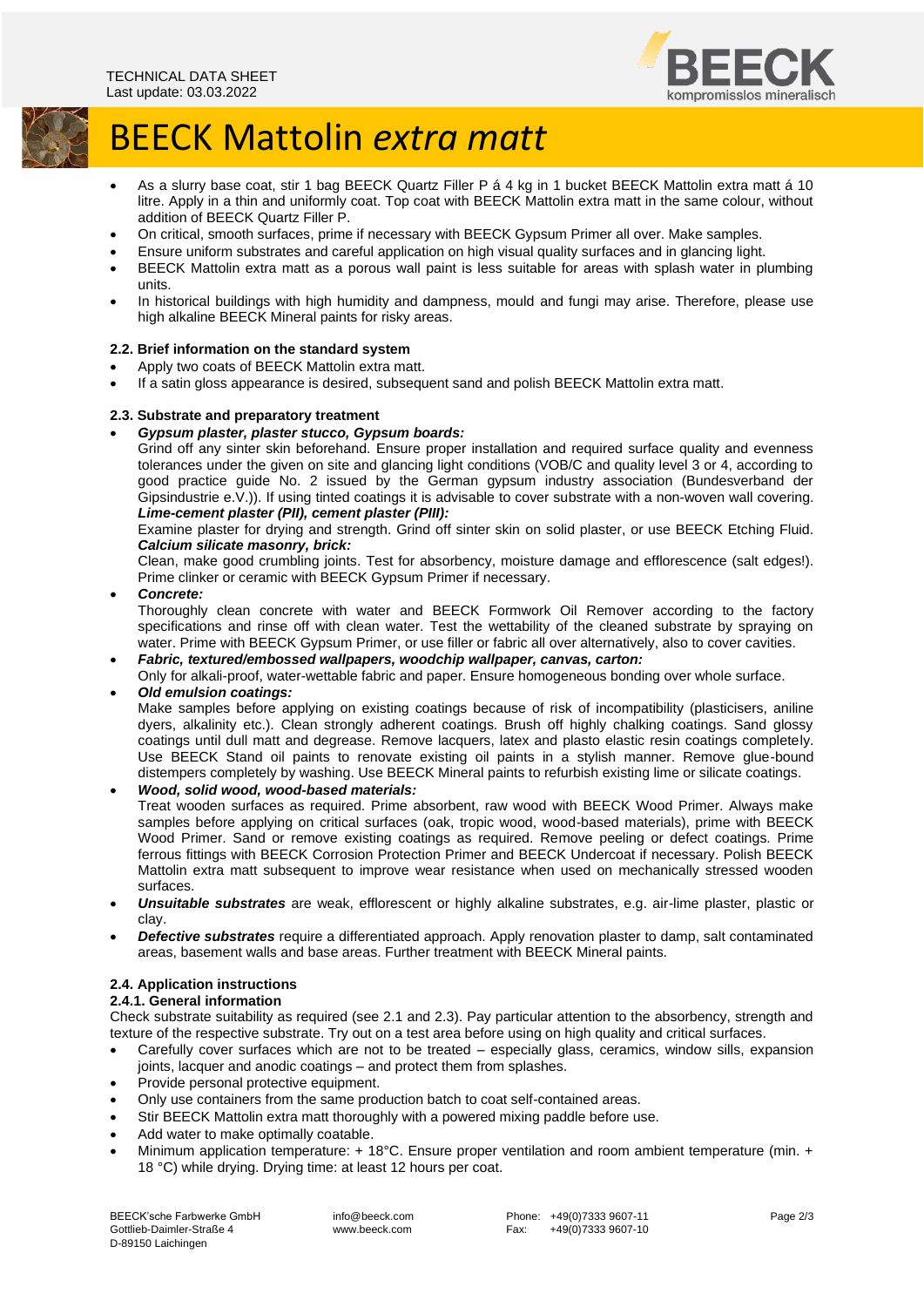# BEECK Mattolin *extra matt*

- As a slurry base coat, stir 1 bag BEECK Quartz Filler P á 4 kg in 1 bucket BEECK Mattolin extra matt á 10 litre. Apply in a thin and uniformly coat. Top coat with BEECK Mattolin extra matt in the same colour, without addition of BEECK Quartz Filler P.
- On critical, smooth surfaces, prime if necessary with BEECK Gypsum Primer all over. Make samples.
- Ensure uniform substrates and careful application on high visual quality surfaces and in glancing light.
- BEECK Mattolin extra matt as a porous wall paint is less suitable for areas with splash water in plumbing units.
- In historical buildings with high humidity and dampness, mould and fungi may arise. Therefore, please use high alkaline BEECK Mineral paints for risky areas.

### 2.2. Brief information on the standard system

- Apply two coats of BEECK Mattolin extra matt.
- If a satin gloss appearance is desired, subsequent sand and polish BEECK Mattolin extra matt.

### 2.3. Substrate and preparatory treatment

- ***Gypsum plaster, plaster stucco, Gypsum boards:***
  Grind off any sinter skin beforehand. Ensure proper installation and required surface quality and evenness tolerances under the given on site and glancing light conditions (VOB/C and quality level 3 or 4, according to good practice guide No. 2 issued by the German gypsum industry association (Bundesverband der Gipsindustrie e.V.)). If using tinted coatings it is advisable to cover substrate with a non-woven wall covering.
  ***Lime-cement plaster (PII), cement plaster (PIII):***
  Examine plaster for drying and strength. Grind off sinter skin on solid plaster, or use BEECK Etching Fluid.
  ***Calcium silicate masonry, brick:***
  Clean, make good crumbling joints. Test for absorbency, moisture damage and efflorescence (salt edges!). Prime clinker or ceramic with BEECK Gypsum Primer if necessary.
- ***Concrete:***
  Thoroughly clean concrete with water and BEECK Formwork Oil Remover according to the factory specifications and rinse off with clean water. Test the wettability of the cleaned substrate by spraying on water. Prime with BEECK Gypsum Primer, or use filler or fabric all over alternatively, also to cover cavities.
- ***Fabric, textured/embossed wallpapers, woodchip wallpaper, canvas, carton:***
  Only for alkali-proof, water-wettable fabric and paper. Ensure homogeneous bonding over whole surface.
- ***Old emulsion coatings:***
  Make samples before applying on existing coatings because of risk of incompatibility (plasticisers, aniline dyers, alkalinity etc.). Clean strongly adherent coatings. Brush off highly chalking coatings. Sand glossy coatings until dull matt and degrease. Remove lacquers, latex and plasto elastic resin coatings completely. Use BEECK Stand oil paints to renovate existing oil paints in a stylish manner. Remove glue-bound distempers completely by washing. Use BEECK Mineral paints to refurbish existing lime or silicate coatings.
- ***Wood, solid wood, wood-based materials:***
  Treat wooden surfaces as required. Prime absorbent, raw wood with BEECK Wood Primer. Always make samples before applying on critical surfaces (oak, tropic wood, wood-based materials), prime with BEECK Wood Primer. Sand or remove existing coatings as required. Remove peeling or defect coatings. Prime ferrous fittings with BEECK Corrosion Protection Primer and BEECK Undercoat if necessary. Polish BEECK Mattolin extra matt subsequent to improve wear resistance when used on mechanically stressed wooden surfaces.
- ***Unsuitable substrates*** are weak, efflorescent or highly alkaline substrates, e.g. air-lime plaster, plastic or clay.
- ***Defective substrates*** require a differentiated approach. Apply renovation plaster to damp, salt contaminated areas, basement walls and base areas. Further treatment with BEECK Mineral paints.

### 2.4. Application instructions

#### 2.4.1. General information

Check substrate suitability as required (see 2.1 and 2.3). Pay particular attention to the absorbency, strength and texture of the respective substrate. Try out on a test area before using on high quality and critical surfaces.

- Carefully cover surfaces which are not to be treated – especially glass, ceramics, window sills, expansion joints, lacquer and anodic coatings – and protect them from splashes.
- Provide personal protective equipment.
- Only use containers from the same production batch to coat self-contained areas.
- Stir BEECK Mattolin extra matt thoroughly with a powered mixing paddle before use.
- Add water to make optimally coatable.
- Minimum application temperature: + 18°C. Ensure proper ventilation and room ambient temperature (min. + 18 °C) while drying. Drying time: at least 12 hours per coat.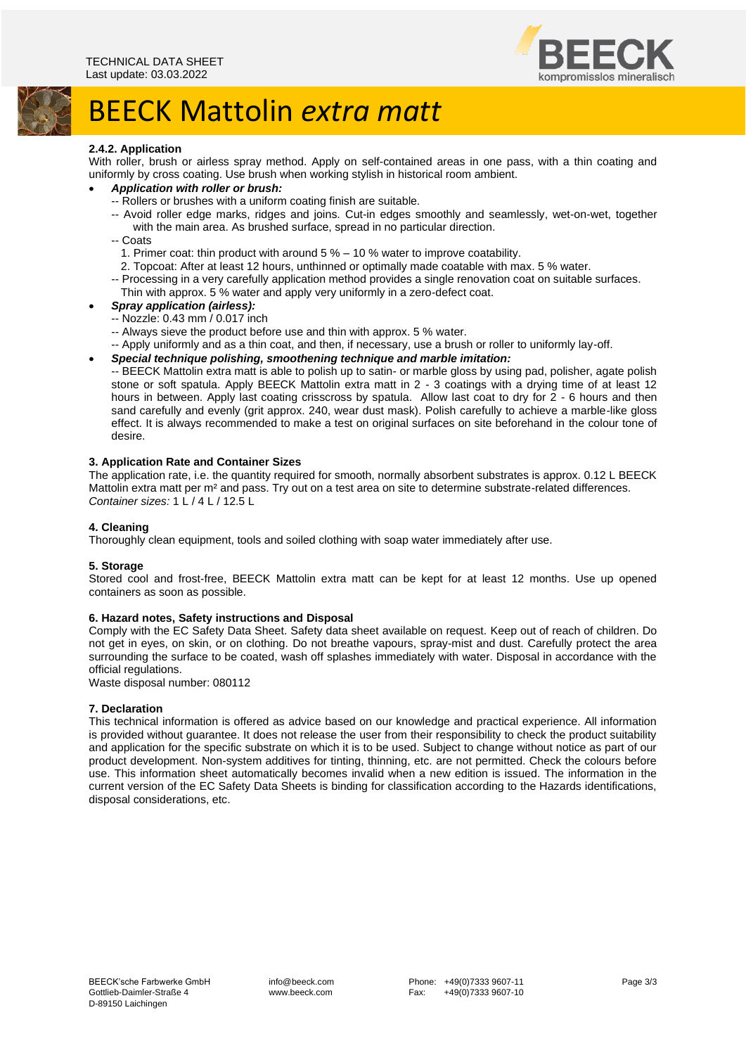#### 2.4.2. Application

With roller, brush or airless spray method. Apply on self-contained areas in one pass, with a thin coating and uniformly by cross coating. Use brush when working stylish in historical room ambient.

- ***Application with roller or brush:***
  - -- Rollers or brushes with a uniform coating finish are suitable.
  - -- Avoid roller edge marks, ridges and joins. Cut-in edges smoothly and seamlessly, wet-on-wet, together with the main area. As brushed surface, spread in no particular direction.
  - -- Coats
    1. Primer coat: thin product with around 5 % – 10 % water to improve coatability.
    2. Topcoat: After at least 12 hours, unthinned or optimally made coatable with max. 5 % water.
  - -- Processing in a very carefully application method provides a single renovation coat on suitable surfaces. Thin with approx. 5 % water and apply very uniformly in a zero-defect coat.
- ***Spray application (airless):***
  - -- Nozzle: 0.43 mm / 0.017 inch
  - -- Always sieve the product before use and thin with approx. 5 % water.
  - -- Apply uniformly and as a thin coat, and then, if necessary, use a brush or roller to uniformly lay-off.
- ***Special technique polishing, smoothening technique and marble imitation:***

  -- BEECK Mattolin extra matt is able to polish up to satin- or marble gloss by using pad, polisher, agate polish stone or soft spatula. Apply BEECK Mattolin extra matt in 2 - 3 coatings with a drying time of at least 12 hours in between. Apply last coating crisscross by spatula. Allow last coat to dry for 2 - 6 hours and then sand carefully and evenly (grit approx. 240, wear dust mask). Polish carefully to achieve a marble-like gloss effect. It is always recommended to make a test on original surfaces on site beforehand in the colour tone of desire.

### 3. Application Rate and Container Sizes

The application rate, i.e. the quantity required for smooth, normally absorbent substrates is approx. 0.12 L BEECK Mattolin extra matt per m² and pass. Try out on a test area on site to determine substrate-related differences.
*Container sizes:* 1 L / 4 L / 12.5 L

### 4. Cleaning

Thoroughly clean equipment, tools and soiled clothing with soap water immediately after use.

### 5. Storage

Stored cool and frost-free, BEECK Mattolin extra matt can be kept for at least 12 months. Use up opened containers as soon as possible.

### 6. Hazard notes, Safety instructions and Disposal

Comply with the EC Safety Data Sheet. Safety data sheet available on request. Keep out of reach of children. Do not get in eyes, on skin, or on clothing. Do not breathe vapours, spray-mist and dust. Carefully protect the area surrounding the surface to be coated, wash off splashes immediately with water. Disposal in accordance with the official regulations.
Waste disposal number: 080112

### 7. Declaration

This technical information is offered as advice based on our knowledge and practical experience. All information is provided without guarantee. It does not release the user from their responsibility to check the product suitability and application for the specific substrate on which it is to be used. Subject to change without notice as part of our product development. Non-system additives for tinting, thinning, etc. are not permitted. Check the colours before use. This information sheet automatically becomes invalid when a new edition is issued. The information in the current version of the EC Safety Data Sheets is binding for classification according to the Hazards identifications, disposal considerations, etc.